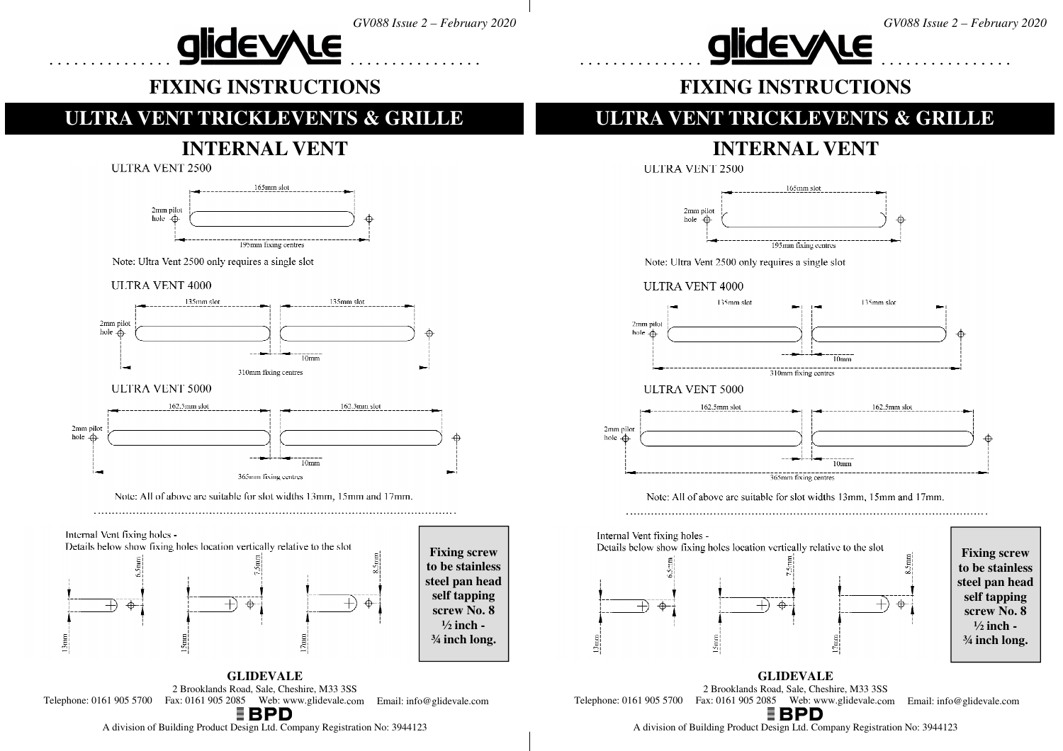# FIXING INSTRUCTIONS

## ULTRA VENT TRICKLEVENTS & GRILLE

### INTERNAL VENT

ULTRA VENT 2500

165mm slot

2mm pilot hole

195mm fixing centres

Note: Ultra Vent 2500 only requires a single slot

ULTRA VENT 4000

135mm slot — 135mm slot

2mm pilot hole

10mm

310mm fixing centres

ULTRA VENT 5000

162.5mm slot — 162.5mm slot

2mm pilot hole

10mm

365mm fixing centres

Note: All of above are suitable for slot widths 13mm, 15mm and 17mm.

Internal Vent fixing holes -
Details below show fixing holes location vertically relative to the slot

13mm — 6.5mm

15mm — 7.5mm

17mm — 8.5mm

**Fixing screw to be stainless steel pan head self tapping screw No. 8 ½ inch - ¾ inch long.**

**GLIDEVALE**
2 Brooklands Road, Sale, Cheshire, M33 3SS
Telephone: 0161 905 5700 Fax: 0161 905 2085 Web: www.glidevale.com Email: info@glidevale.com

BPD

A division of Building Product Design Ltd. Company Registration No: 3944123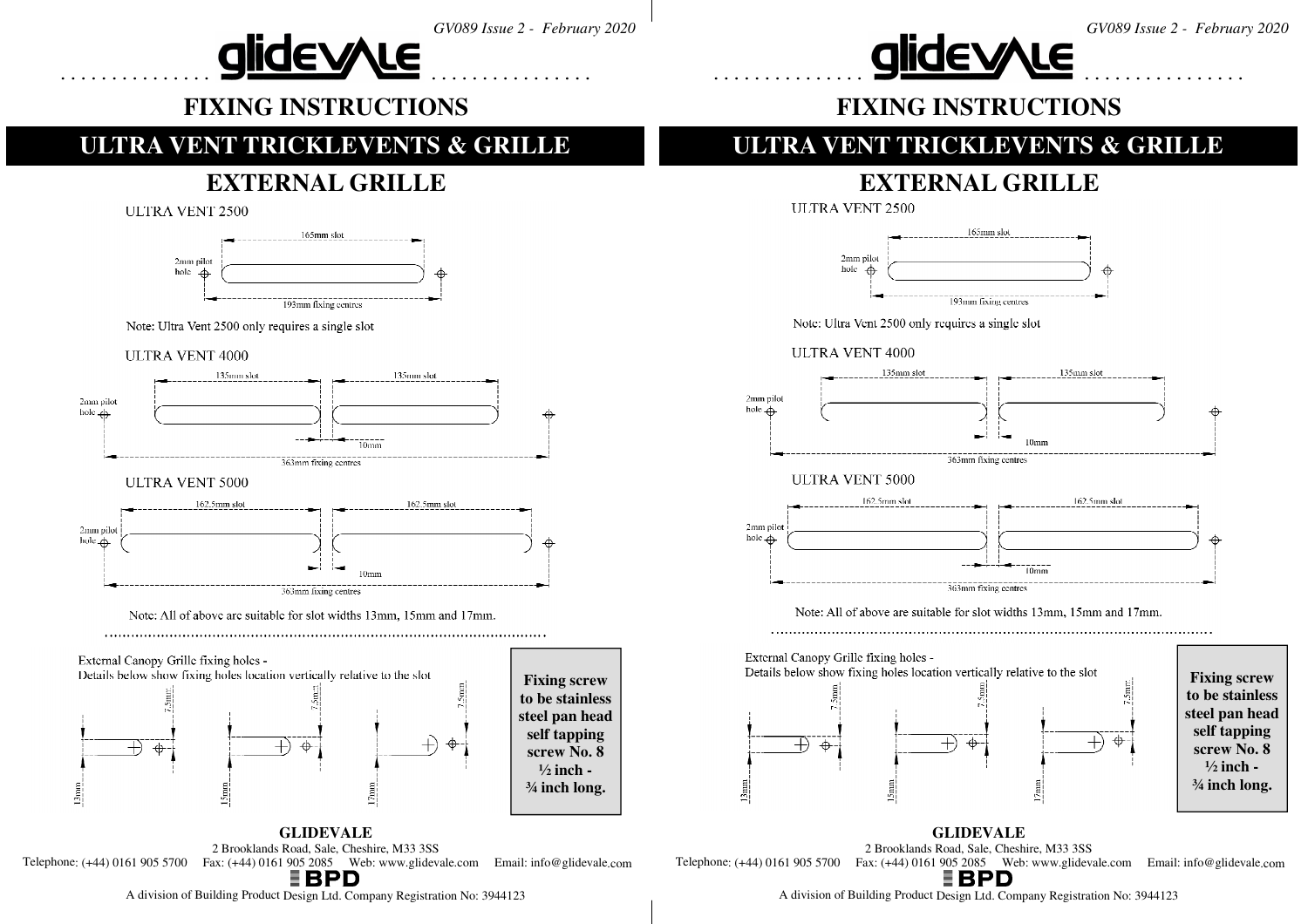# FIXING INSTRUCTIONS

## ULTRA VENT TRICKLEVENTS & GRILLE

### EXTERNAL GRILLE

ULTRA VENT 2500

165mm slot

2mm pilot hole

193mm fixing centres

Note: Ultra Vent 2500 only requires a single slot

ULTRA VENT 4000

135mm slot

135mm slot

2mm pilot hole

10mm

363mm fixing centres

ULTRA VENT 5000

162.5mm slot

162.5mm slot

2mm pilot hole

10mm

363mm fixing centres

Note: All of above are suitable for slot widths 13mm, 15mm and 17mm.

External Canopy Grille fixing holes -
Details below show fixing holes location vertically relative to the slot

7.5mm 7.5mm 7.5mm

13mm 15mm 17mm

**Fixing screw to be stainless steel pan head self tapping screw No. 8 ½ inch - ¾ inch long.**

**GLIDEVALE**
2 Brooklands Road, Sale, Cheshire, M33 3SS
Telephone: (+44) 0161 905 5700 Fax: (+44) 0161 905 2085 Web: www.glidevale.com Email: info@glidevale.com

BPD

A division of Building Product Design Ltd. Company Registration No: 3944123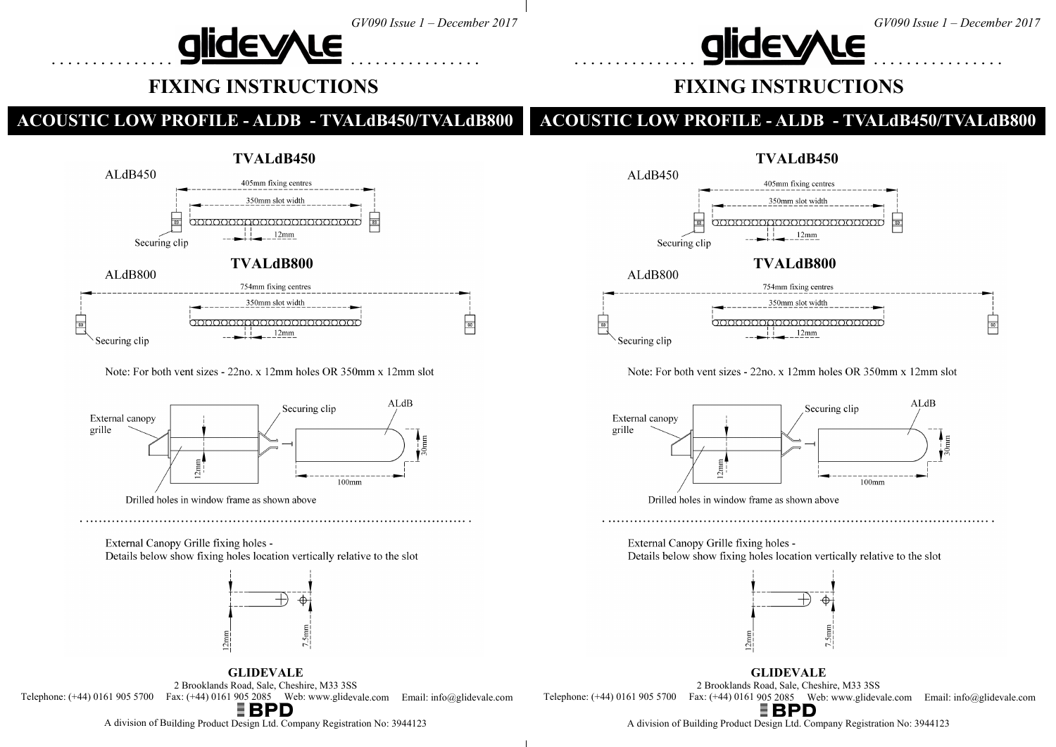# FIXING INSTRUCTIONS

## ACOUSTIC LOW PROFILE - ALDB - TVALdB450/TVALdB800

### TVALdB450

ALdB450

405mm fixing centres

350mm slot width

12mm

Securing clip

### TVALdB800

ALdB800

754mm fixing centres

350mm slot width

12mm

Securing clip

Note: For both vent sizes - 22no. x 12mm holes OR 350mm x 12mm slot

External canopy grille

Securing clip

ALdB

30mm

12mm

100mm

Drilled holes in window frame as shown above

External Canopy Grille fixing holes -
Details below show fixing holes location vertically relative to the slot

12mm

7.5mm

**GLIDEVALE**

2 Brooklands Road, Sale, Cheshire, M33 3SS

Telephone: (+44) 0161 905 5700 Fax: (+44) 0161 905 2085 Web: www.glidevale.com Email: info@glidevale.com

BPD

A division of Building Product Design Ltd. Company Registration No: 3944123

# FIXING INSTRUCTIONS

## ACOUSTIC LOW PROFILE - ALDB - TVALdB450/TVALdB800

### TVALdB450

ALdB450

405mm fixing centres

350mm slot width

12mm

Securing clip

### TVALdB800

ALdB800

754mm fixing centres

350mm slot width

12mm

Securing clip

Note: For both vent sizes - 22no. x 12mm holes OR 350mm x 12mm slot

External canopy grille

Securing clip

ALdB

30mm

12mm

100mm

Drilled holes in window frame as shown above

External Canopy Grille fixing holes -
Details below show fixing holes location vertically relative to the slot

12mm

7.5mm

**GLIDEVALE**

2 Brooklands Road, Sale, Cheshire, M33 3SS

Telephone: (+44) 0161 905 5700 Fax: (+44) 0161 905 2085 Web: www.glidevale.com Email: info@glidevale.com

BPD

A division of Building Product Design Ltd. Company Registration No: 3944123